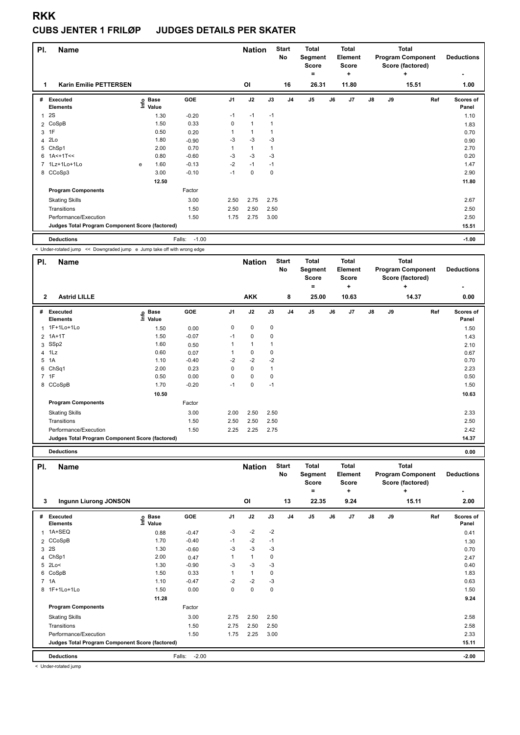# RKK

## CUBS JENTER 1 FRILØP JUDGES DETAILS PER SKATER

| Pl. | Name | Nation | Start No | Total Segment Score = | Total Element Score + | Total Program Component Score (factored) + | Deductions - |
|---|---|---|---|---|---|---|---|
| 1 | Karin Emilie PETTERSEN | OI | 16 | 26.31 | 11.80 | 15.51 | 1.00 |

| # | Executed Elements | Info | Base Value | GOE | J1 | J2 | J3 | J4 | J5 | J6 | J7 | J8 | J9 | Ref | Scores of Panel |
|---|---|---|---|---|---|---|---|---|---|---|---|---|---|---|---|
| 1 | 2S | | 1.30 | -0.20 | -1 | -1 | -1 | | | | | | | | 1.10 |
| 2 | CoSpB | | 1.50 | 0.33 | 0 | 1 | 1 | | | | | | | | 1.83 |
| 3 | 1F | | 0.50 | 0.20 | 1 | 1 | 1 | | | | | | | | 0.70 |
| 4 | 2Lo | | 1.80 | -0.90 | -3 | -3 | -3 | | | | | | | | 0.90 |
| 5 | ChSp1 | | 2.00 | 0.70 | 1 | 1 | 1 | | | | | | | | 2.70 |
| 6 | 1A<+1T<< | | 0.80 | -0.60 | -3 | -3 | -3 | | | | | | | | 0.20 |
| 7 | 1Lz+1Lo+1Lo | e | 1.60 | -0.13 | -2 | -1 | -1 | | | | | | | | 1.47 |
| 8 | CCoSp3 | | 3.00 | -0.10 | -1 | 0 | 0 | | | | | | | | 2.90 |
| | | | 12.50 | | | | | | | | | | | | 11.80 |
| | Program Components | | | Factor | | | | | | | | | | | |
| | Skating Skills | | | 3.00 | 2.50 | 2.75 | 2.75 | | | | | | | | 2.67 |
| | Transitions | | | 1.50 | 2.50 | 2.50 | 2.50 | | | | | | | | 2.50 |
| | Performance/Execution | | | 1.50 | 1.75 | 2.75 | 3.00 | | | | | | | | 2.50 |
| | Judges Total Program Component Score (factored) | | | | | | | | | | | | | | 15.51 |
| | Deductions | | | Falls: -1.00 | | | | | | | | | | | -1.00 |

< Under-rotated jump << Downgraded jump e Jump take off with wrong edge

| Pl. | Name | Nation | Start No | Total Segment Score = | Total Element Score + | Total Program Component Score (factored) + | Deductions - |
|---|---|---|---|---|---|---|---|
| 2 | Astrid LILLE | AKK | 8 | 25.00 | 10.63 | 14.37 | 0.00 |

| # | Executed Elements | Info | Base Value | GOE | J1 | J2 | J3 | J4 | J5 | J6 | J7 | J8 | J9 | Ref | Scores of Panel |
|---|---|---|---|---|---|---|---|---|---|---|---|---|---|---|---|
| 1 | 1F+1Lo+1Lo | | 1.50 | 0.00 | 0 | 0 | 0 | | | | | | | | 1.50 |
| 2 | 1A+1T | | 1.50 | -0.07 | -1 | 0 | 0 | | | | | | | | 1.43 |
| 3 | SSp2 | | 1.60 | 0.50 | 1 | 1 | 1 | | | | | | | | 2.10 |
| 4 | 1Lz | | 0.60 | 0.07 | 1 | 0 | 0 | | | | | | | | 0.67 |
| 5 | 1A | | 1.10 | -0.40 | -2 | -2 | -2 | | | | | | | | 0.70 |
| 6 | ChSq1 | | 2.00 | 0.23 | 0 | 0 | 1 | | | | | | | | 2.23 |
| 7 | 1F | | 0.50 | 0.00 | 0 | 0 | 0 | | | | | | | | 0.50 |
| 8 | CCoSpB | | 1.70 | -0.20 | -1 | 0 | -1 | | | | | | | | 1.50 |
| | | | 10.50 | | | | | | | | | | | | 10.63 |
| | Program Components | | | Factor | | | | | | | | | | | |
| | Skating Skills | | | 3.00 | 2.00 | 2.50 | 2.50 | | | | | | | | 2.33 |
| | Transitions | | | 1.50 | 2.50 | 2.50 | 2.50 | | | | | | | | 2.50 |
| | Performance/Execution | | | 1.50 | 2.25 | 2.25 | 2.75 | | | | | | | | 2.42 |
| | Judges Total Program Component Score (factored) | | | | | | | | | | | | | | 14.37 |
| | Deductions | | | | | | | | | | | | | | 0.00 |

| Pl. | Name | Nation | Start No | Total Segment Score = | Total Element Score + | Total Program Component Score (factored) + | Deductions - |
|---|---|---|---|---|---|---|---|
| 3 | Ingunn Liurong JONSON | OI | 13 | 22.35 | 9.24 | 15.11 | 2.00 |

| # | Executed Elements | Info | Base Value | GOE | J1 | J2 | J3 | J4 | J5 | J6 | J7 | J8 | J9 | Ref | Scores of Panel |
|---|---|---|---|---|---|---|---|---|---|---|---|---|---|---|---|
| 1 | 1A+SEQ | | 0.88 | -0.47 | -3 | -2 | -2 | | | | | | | | 0.41 |
| 2 | CCoSpB | | 1.70 | -0.40 | -1 | -2 | -1 | | | | | | | | 1.30 |
| 3 | 2S | | 1.30 | -0.60 | -3 | -3 | -3 | | | | | | | | 0.70 |
| 4 | ChSp1 | | 2.00 | 0.47 | 1 | 1 | 0 | | | | | | | | 2.47 |
| 5 | 2Lo< | | 1.30 | -0.90 | -3 | -3 | -3 | | | | | | | | 0.40 |
| 6 | CoSpB | | 1.50 | 0.33 | 1 | 1 | 0 | | | | | | | | 1.83 |
| 7 | 1A | | 1.10 | -0.47 | -2 | -2 | -3 | | | | | | | | 0.63 |
| 8 | 1F+1Lo+1Lo | | 1.50 | 0.00 | 0 | 0 | 0 | | | | | | | | 1.50 |
| | | | 11.28 | | | | | | | | | | | | 9.24 |
| | Program Components | | | Factor | | | | | | | | | | | |
| | Skating Skills | | | 3.00 | 2.75 | 2.50 | 2.50 | | | | | | | | 2.58 |
| | Transitions | | | 1.50 | 2.75 | 2.50 | 2.50 | | | | | | | | 2.58 |
| | Performance/Execution | | | 1.50 | 1.75 | 2.25 | 3.00 | | | | | | | | 2.33 |
| | Judges Total Program Component Score (factored) | | | | | | | | | | | | | | 15.11 |
| | Deductions | | | Falls: -2.00 | | | | | | | | | | | -2.00 |

< Under-rotated jump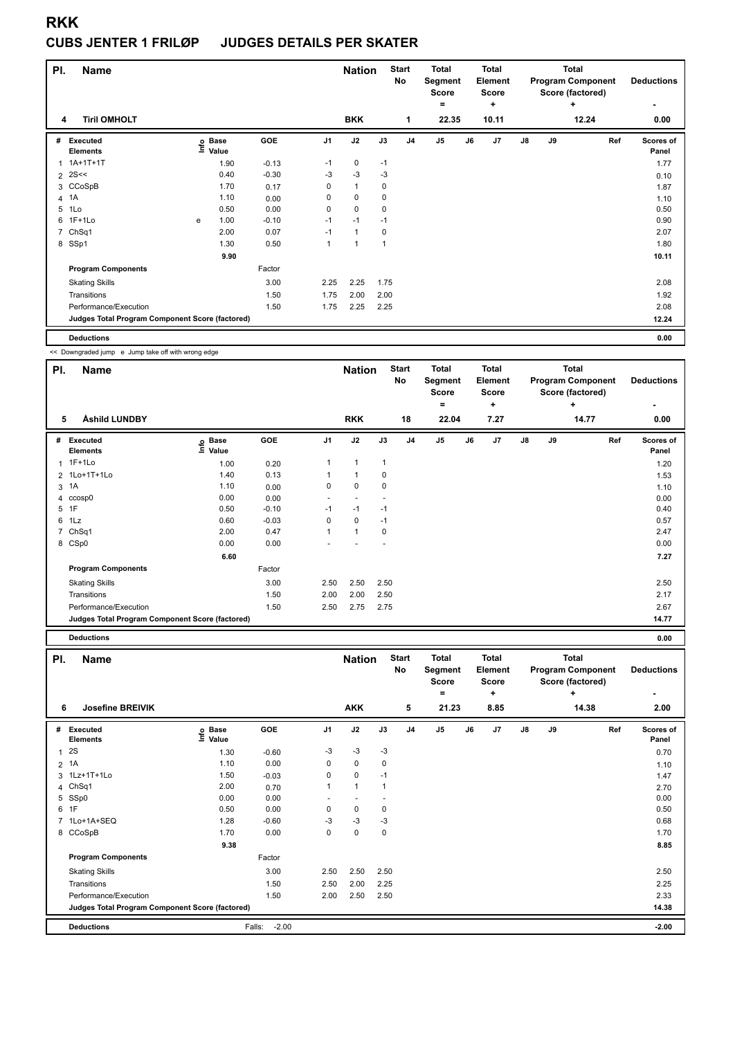# RKK

## CUBS JENTER 1 FRILØP JUDGES DETAILS PER SKATER

| Pl. | Name | Nation | Start No | Total Segment Score = | Total Element Score + | Total Program Component Score (factored) + | Deductions - |
|---|---|---|---|---|---|---|---|
| 4 | Tiril OMHOLT | BKK | 1 | 22.35 | 10.11 | 12.24 | 0.00 |

| # | Executed Elements | Info | Base Value | GOE | J1 | J2 | J3 | J4 | J5 | J6 | J7 | J8 | J9 | Ref | Scores of Panel |
|---|---|---|---|---|---|---|---|---|---|---|---|---|---|---|---|
| 1 | 1A+1T+1T | | 1.90 | -0.13 | -1 | 0 | -1 | | | | | | | | 1.77 |
| 2 | 2S<< | | 0.40 | -0.30 | -3 | -3 | -3 | | | | | | | | 0.10 |
| 3 | CCoSpB | | 1.70 | 0.17 | 0 | 1 | 0 | | | | | | | | 1.87 |
| 4 | 1A | | 1.10 | 0.00 | 0 | 0 | 0 | | | | | | | | 1.10 |
| 5 | 1Lo | | 0.50 | 0.00 | 0 | 0 | 0 | | | | | | | | 0.50 |
| 6 | 1F+1Lo | e | 1.00 | -0.10 | -1 | -1 | -1 | | | | | | | | 0.90 |
| 7 | ChSq1 | | 2.00 | 0.07 | -1 | 1 | 0 | | | | | | | | 2.07 |
| 8 | SSp1 | | 1.30 | 0.50 | 1 | 1 | 1 | | | | | | | | 1.80 |
| | | | 9.90 | | | | | | | | | | | | 10.11 |
| | Program Components | | | Factor | | | | | | | | | | | |
| | Skating Skills | | | 3.00 | 2.25 | 2.25 | 1.75 | | | | | | | | 2.08 |
| | Transitions | | | 1.50 | 1.75 | 2.00 | 2.00 | | | | | | | | 1.92 |
| | Performance/Execution | | | 1.50 | 1.75 | 2.25 | 2.25 | | | | | | | | 2.08 |
| | Judges Total Program Component Score (factored) | | | | | | | | | | | | | | 12.24 |
| | Deductions | | | | | | | | | | | | | | 0.00 |

<< Downgraded jump e Jump take off with wrong edge

| Pl. | Name | Nation | Start No | Total Segment Score = | Total Element Score + | Total Program Component Score (factored) + | Deductions - |
|---|---|---|---|---|---|---|---|
| 5 | Åshild LUNDBY | RKK | 18 | 22.04 | 7.27 | 14.77 | 0.00 |

| # | Executed Elements | Info | Base Value | GOE | J1 | J2 | J3 | J4 | J5 | J6 | J7 | J8 | J9 | Ref | Scores of Panel |
|---|---|---|---|---|---|---|---|---|---|---|---|---|---|---|---|
| 1 | 1F+1Lo | | 1.00 | 0.20 | 1 | 1 | 1 | | | | | | | | 1.20 |
| 2 | 1Lo+1T+1Lo | | 1.40 | 0.13 | 1 | 1 | 0 | | | | | | | | 1.53 |
| 3 | 1A | | 1.10 | 0.00 | 0 | 0 | 0 | | | | | | | | 1.10 |
| 4 | ccosp0 | | 0.00 | 0.00 | - | - | - | | | | | | | | 0.00 |
| 5 | 1F | | 0.50 | -0.10 | -1 | -1 | -1 | | | | | | | | 0.40 |
| 6 | 1Lz | | 0.60 | -0.03 | 0 | 0 | -1 | | | | | | | | 0.57 |
| 7 | ChSq1 | | 2.00 | 0.47 | 1 | 1 | 0 | | | | | | | | 2.47 |
| 8 | CSp0 | | 0.00 | 0.00 | - | - | - | | | | | | | | 0.00 |
| | | | 6.60 | | | | | | | | | | | | 7.27 |
| | Program Components | | | Factor | | | | | | | | | | | |
| | Skating Skills | | | 3.00 | 2.50 | 2.50 | 2.50 | | | | | | | | 2.50 |
| | Transitions | | | 1.50 | 2.00 | 2.00 | 2.50 | | | | | | | | 2.17 |
| | Performance/Execution | | | 1.50 | 2.50 | 2.75 | 2.75 | | | | | | | | 2.67 |
| | Judges Total Program Component Score (factored) | | | | | | | | | | | | | | 14.77 |
| | Deductions | | | | | | | | | | | | | | 0.00 |

| Pl. | Name | Nation | Start No | Total Segment Score = | Total Element Score + | Total Program Component Score (factored) + | Deductions - |
|---|---|---|---|---|---|---|---|
| 6 | Josefine BREIVIK | AKK | 5 | 21.23 | 8.85 | 14.38 | 2.00 |

| # | Executed Elements | Info | Base Value | GOE | J1 | J2 | J3 | J4 | J5 | J6 | J7 | J8 | J9 | Ref | Scores of Panel |
|---|---|---|---|---|---|---|---|---|---|---|---|---|---|---|---|
| 1 | 2S | | 1.30 | -0.60 | -3 | -3 | -3 | | | | | | | | 0.70 |
| 2 | 1A | | 1.10 | 0.00 | 0 | 0 | 0 | | | | | | | | 1.10 |
| 3 | 1Lz+1T+1Lo | | 1.50 | -0.03 | 0 | 0 | -1 | | | | | | | | 1.47 |
| 4 | ChSq1 | | 2.00 | 0.70 | 1 | 1 | 1 | | | | | | | | 2.70 |
| 5 | SSp0 | | 0.00 | 0.00 | - | - | - | | | | | | | | 0.00 |
| 6 | 1F | | 0.50 | 0.00 | 0 | 0 | 0 | | | | | | | | 0.50 |
| 7 | 1Lo+1A+SEQ | | 1.28 | -0.60 | -3 | -3 | -3 | | | | | | | | 0.68 |
| 8 | CCoSpB | | 1.70 | 0.00 | 0 | 0 | 0 | | | | | | | | 1.70 |
| | | | 9.38 | | | | | | | | | | | | 8.85 |
| | Program Components | | | Factor | | | | | | | | | | | |
| | Skating Skills | | | 3.00 | 2.50 | 2.50 | 2.50 | | | | | | | | 2.50 |
| | Transitions | | | 1.50 | 2.50 | 2.00 | 2.25 | | | | | | | | 2.25 |
| | Performance/Execution | | | 1.50 | 2.00 | 2.50 | 2.50 | | | | | | | | 2.33 |
| | Judges Total Program Component Score (factored) | | | | | | | | | | | | | | 14.38 |
| | Deductions | | | Falls: -2.00 | | | | | | | | | | | -2.00 |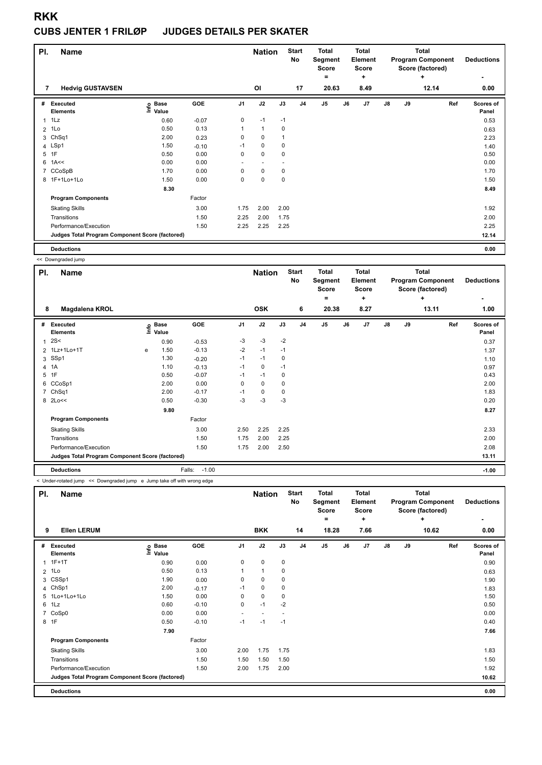# RKK

## CUBS JENTER 1 FRILØP JUDGES DETAILS PER SKATER

| Pl. | Name | Nation | Start No | Total Segment Score = | Total Element Score + | Total Program Component Score (factored) + | Deductions - |
|---|---|---|---|---|---|---|---|
| 7 | Hedvig GUSTAVSEN | OI | 17 | 20.63 | 8.49 | 12.14 | 0.00 |

| # | Executed Elements | Info | Base Value | GOE | J1 | J2 | J3 | J4 | J5 | J6 | J7 | J8 | J9 | Ref | Scores of Panel |
|---|---|---|---|---|---|---|---|---|---|---|---|---|---|---|---|
| 1 | 1Lz | | 0.60 | -0.07 | 0 | -1 | -1 | | | | | | | | 0.53 |
| 2 | 1Lo | | 0.50 | 0.13 | 1 | 1 | 0 | | | | | | | | 0.63 |
| 3 | ChSq1 | | 2.00 | 0.23 | 0 | 0 | 1 | | | | | | | | 2.23 |
| 4 | LSp1 | | 1.50 | -0.10 | -1 | 0 | 0 | | | | | | | | 1.40 |
| 5 | 1F | | 0.50 | 0.00 | 0 | 0 | 0 | | | | | | | | 0.50 |
| 6 | 1A<< | | 0.00 | 0.00 | - | - | - | | | | | | | | 0.00 |
| 7 | CCoSpB | | 1.70 | 0.00 | 0 | 0 | 0 | | | | | | | | 1.70 |
| 8 | 1F+1Lo+1Lo | | 1.50 | 0.00 | 0 | 0 | 0 | | | | | | | | 1.50 |
| | | | 8.30 | | | | | | | | | | | | 8.49 |
| | **Program Components** | | | Factor | | | | | | | | | | | |
| | Skating Skills | | | 3.00 | 1.75 | 2.00 | 2.00 | | | | | | | | 1.92 |
| | Transitions | | | 1.50 | 2.25 | 2.00 | 1.75 | | | | | | | | 2.00 |
| | Performance/Execution | | | 1.50 | 2.25 | 2.25 | 2.25 | | | | | | | | 2.25 |
| | **Judges Total Program Component Score (factored)** | | | | | | | | | | | | | | 12.14 |
| | **Deductions** | | | | | | | | | | | | | | 0.00 |

<< Downgraded jump

| Pl. | Name | Nation | Start No | Total Segment Score = | Total Element Score + | Total Program Component Score (factored) + | Deductions - |
|---|---|---|---|---|---|---|---|
| 8 | Magdalena KROL | OSK | 6 | 20.38 | 8.27 | 13.11 | 1.00 |

| # | Executed Elements | Info | Base Value | GOE | J1 | J2 | J3 | J4 | J5 | J6 | J7 | J8 | J9 | Ref | Scores of Panel |
|---|---|---|---|---|---|---|---|---|---|---|---|---|---|---|---|
| 1 | 2S< | | 0.90 | -0.53 | -3 | -3 | -2 | | | | | | | | 0.37 |
| 2 | 1Lz+1Lo+1T | e | 1.50 | -0.13 | -2 | -1 | -1 | | | | | | | | 1.37 |
| 3 | SSp1 | | 1.30 | -0.20 | -1 | -1 | 0 | | | | | | | | 1.10 |
| 4 | 1A | | 1.10 | -0.13 | -1 | 0 | -1 | | | | | | | | 0.97 |
| 5 | 1F | | 0.50 | -0.07 | -1 | -1 | 0 | | | | | | | | 0.43 |
| 6 | CCoSp1 | | 2.00 | 0.00 | 0 | 0 | 0 | | | | | | | | 2.00 |
| 7 | ChSq1 | | 2.00 | -0.17 | -1 | 0 | 0 | | | | | | | | 1.83 |
| 8 | 2Lo<< | | 0.50 | -0.30 | -3 | -3 | -3 | | | | | | | | 0.20 |
| | | | 9.80 | | | | | | | | | | | | 8.27 |
| | **Program Components** | | | Factor | | | | | | | | | | | |
| | Skating Skills | | | 3.00 | 2.50 | 2.25 | 2.25 | | | | | | | | 2.33 |
| | Transitions | | | 1.50 | 1.75 | 2.00 | 2.25 | | | | | | | | 2.00 |
| | Performance/Execution | | | 1.50 | 1.75 | 2.00 | 2.50 | | | | | | | | 2.08 |
| | **Judges Total Program Component Score (factored)** | | | | | | | | | | | | | | 13.11 |
| | **Deductions** | | | Falls: -1.00 | | | | | | | | | | | -1.00 |

< Under-rotated jump << Downgraded jump e Jump take off with wrong edge

| Pl. | Name | Nation | Start No | Total Segment Score = | Total Element Score + | Total Program Component Score (factored) + | Deductions - |
|---|---|---|---|---|---|---|---|
| 9 | Ellen LERUM | BKK | 14 | 18.28 | 7.66 | 10.62 | 0.00 |

| # | Executed Elements | Info | Base Value | GOE | J1 | J2 | J3 | J4 | J5 | J6 | J7 | J8 | J9 | Ref | Scores of Panel |
|---|---|---|---|---|---|---|---|---|---|---|---|---|---|---|---|
| 1 | 1F+1T | | 0.90 | 0.00 | 0 | 0 | 0 | | | | | | | | 0.90 |
| 2 | 1Lo | | 0.50 | 0.13 | 1 | 1 | 0 | | | | | | | | 0.63 |
| 3 | CSSp1 | | 1.90 | 0.00 | 0 | 0 | 0 | | | | | | | | 1.90 |
| 4 | ChSp1 | | 2.00 | -0.17 | -1 | 0 | 0 | | | | | | | | 1.83 |
| 5 | 1Lo+1Lo+1Lo | | 1.50 | 0.00 | 0 | 0 | 0 | | | | | | | | 1.50 |
| 6 | 1Lz | | 0.60 | -0.10 | 0 | -1 | -2 | | | | | | | | 0.50 |
| 7 | CoSp0 | | 0.00 | 0.00 | - | - | - | | | | | | | | 0.00 |
| 8 | 1F | | 0.50 | -0.10 | -1 | -1 | -1 | | | | | | | | 0.40 |
| | | | 7.90 | | | | | | | | | | | | 7.66 |
| | **Program Components** | | | Factor | | | | | | | | | | | |
| | Skating Skills | | | 3.00 | 2.00 | 1.75 | 1.75 | | | | | | | | 1.83 |
| | Transitions | | | 1.50 | 1.50 | 1.50 | 1.50 | | | | | | | | 1.50 |
| | Performance/Execution | | | 1.50 | 2.00 | 1.75 | 2.00 | | | | | | | | 1.92 |
| | **Judges Total Program Component Score (factored)** | | | | | | | | | | | | | | 10.62 |
| | **Deductions** | | | | | | | | | | | | | | 0.00 |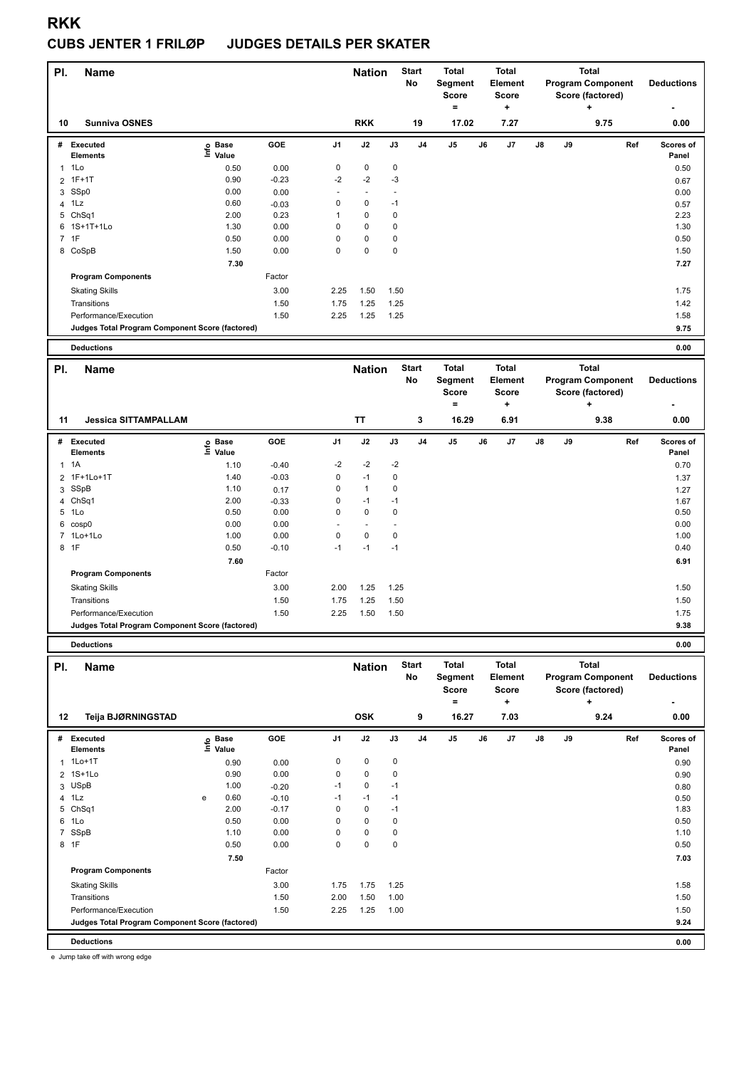# RKK

## CUBS JENTER 1 FRILØP JUDGES DETAILS PER SKATER

| Pl. | Name | Nation | Start No | Total Segment Score = | Total Element Score + | Total Program Component Score (factored) + | Deductions - |
|---|---|---|---|---|---|---|---|
| 10 | Sunniva OSNES | RKK | 19 | 17.02 | 7.27 | 9.75 | 0.00 |

| # | Executed Elements | Info | Base Value | GOE | J1 | J2 | J3 | J4 | J5 | J6 | J7 | J8 | J9 | Ref | Scores of Panel |
|---|---|---|---|---|---|---|---|---|---|---|---|---|---|---|---|
| 1 | 1Lo | | 0.50 | 0.00 | 0 | 0 | 0 | | | | | | | | 0.50 |
| 2 | 1F+1T | | 0.90 | -0.23 | -2 | -2 | -3 | | | | | | | | 0.67 |
| 3 | SSp0 | | 0.00 | 0.00 | - | - | - | | | | | | | | 0.00 |
| 4 | 1Lz | | 0.60 | -0.03 | 0 | 0 | -1 | | | | | | | | 0.57 |
| 5 | ChSq1 | | 2.00 | 0.23 | 1 | 0 | 0 | | | | | | | | 2.23 |
| 6 | 1S+1T+1Lo | | 1.30 | 0.00 | 0 | 0 | 0 | | | | | | | | 1.30 |
| 7 | 1F | | 0.50 | 0.00 | 0 | 0 | 0 | | | | | | | | 0.50 |
| 8 | CoSpB | | 1.50 | 0.00 | 0 | 0 | 0 | | | | | | | | 1.50 |
| | | | 7.30 | | | | | | | | | | | | 7.27 |
| | **Program Components** | | | Factor | | | | | | | | | | | |
| | Skating Skills | | | 3.00 | 2.25 | 1.50 | 1.50 | | | | | | | | 1.75 |
| | Transitions | | | 1.50 | 1.75 | 1.25 | 1.25 | | | | | | | | 1.42 |
| | Performance/Execution | | | 1.50 | 2.25 | 1.25 | 1.25 | | | | | | | | 1.58 |
| | **Judges Total Program Component Score (factored)** | | | | | | | | | | | | | | 9.75 |
| | **Deductions** | | | | | | | | | | | | | | 0.00 |

| Pl. | Name | Nation | Start No | Total Segment Score = | Total Element Score + | Total Program Component Score (factored) + | Deductions - |
|---|---|---|---|---|---|---|---|
| 11 | Jessica SITTAMPALLAM | TT | 3 | 16.29 | 6.91 | 9.38 | 0.00 |

| # | Executed Elements | Info | Base Value | GOE | J1 | J2 | J3 | J4 | J5 | J6 | J7 | J8 | J9 | Ref | Scores of Panel |
|---|---|---|---|---|---|---|---|---|---|---|---|---|---|---|---|
| 1 | 1A | | 1.10 | -0.40 | -2 | -2 | -2 | | | | | | | | 0.70 |
| 2 | 1F+1Lo+1T | | 1.40 | -0.03 | 0 | -1 | 0 | | | | | | | | 1.37 |
| 3 | SSpB | | 1.10 | 0.17 | 0 | 1 | 0 | | | | | | | | 1.27 |
| 4 | ChSq1 | | 2.00 | -0.33 | 0 | -1 | -1 | | | | | | | | 1.67 |
| 5 | 1Lo | | 0.50 | 0.00 | 0 | 0 | 0 | | | | | | | | 0.50 |
| 6 | cosp0 | | 0.00 | 0.00 | - | - | - | | | | | | | | 0.00 |
| 7 | 1Lo+1Lo | | 1.00 | 0.00 | 0 | 0 | 0 | | | | | | | | 1.00 |
| 8 | 1F | | 0.50 | -0.10 | -1 | -1 | -1 | | | | | | | | 0.40 |
| | | | 7.60 | | | | | | | | | | | | 6.91 |
| | **Program Components** | | | Factor | | | | | | | | | | | |
| | Skating Skills | | | 3.00 | 2.00 | 1.25 | 1.25 | | | | | | | | 1.50 |
| | Transitions | | | 1.50 | 1.75 | 1.25 | 1.50 | | | | | | | | 1.50 |
| | Performance/Execution | | | 1.50 | 2.25 | 1.50 | 1.50 | | | | | | | | 1.75 |
| | **Judges Total Program Component Score (factored)** | | | | | | | | | | | | | | 9.38 |
| | **Deductions** | | | | | | | | | | | | | | 0.00 |

| Pl. | Name | Nation | Start No | Total Segment Score = | Total Element Score + | Total Program Component Score (factored) + | Deductions - |
|---|---|---|---|---|---|---|---|
| 12 | Teija BJØRNINGSTAD | OSK | 9 | 16.27 | 7.03 | 9.24 | 0.00 |

| # | Executed Elements | Info | Base Value | GOE | J1 | J2 | J3 | J4 | J5 | J6 | J7 | J8 | J9 | Ref | Scores of Panel |
|---|---|---|---|---|---|---|---|---|---|---|---|---|---|---|---|
| 1 | 1Lo+1T | | 0.90 | 0.00 | 0 | 0 | 0 | | | | | | | | 0.90 |
| 2 | 1S+1Lo | | 0.90 | 0.00 | 0 | 0 | 0 | | | | | | | | 0.90 |
| 3 | USpB | | 1.00 | -0.20 | -1 | 0 | -1 | | | | | | | | 0.80 |
| 4 | 1Lz | e | 0.60 | -0.10 | -1 | -1 | -1 | | | | | | | | 0.50 |
| 5 | ChSq1 | | 2.00 | -0.17 | 0 | 0 | -1 | | | | | | | | 1.83 |
| 6 | 1Lo | | 0.50 | 0.00 | 0 | 0 | 0 | | | | | | | | 0.50 |
| 7 | SSpB | | 1.10 | 0.00 | 0 | 0 | 0 | | | | | | | | 1.10 |
| 8 | 1F | | 0.50 | 0.00 | 0 | 0 | 0 | | | | | | | | 0.50 |
| | | | 7.50 | | | | | | | | | | | | 7.03 |
| | **Program Components** | | | Factor | | | | | | | | | | | |
| | Skating Skills | | | 3.00 | 1.75 | 1.75 | 1.25 | | | | | | | | 1.58 |
| | Transitions | | | 1.50 | 2.00 | 1.50 | 1.00 | | | | | | | | 1.50 |
| | Performance/Execution | | | 1.50 | 2.25 | 1.25 | 1.00 | | | | | | | | 1.50 |
| | **Judges Total Program Component Score (factored)** | | | | | | | | | | | | | | 9.24 |
| | **Deductions** | | | | | | | | | | | | | | 0.00 |

e Jump take off with wrong edge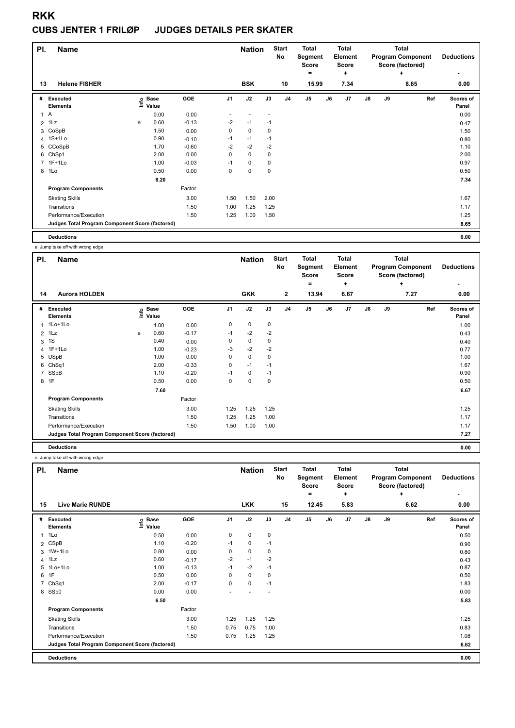# RKK

## CUBS JENTER 1 FRILØP JUDGES DETAILS PER SKATER

| Pl. | Name | Nation | Start No | Total Segment Score = | Total Element Score + | Total Program Component Score (factored) + | Deductions - |
|---|---|---|---|---|---|---|---|
| 13 | Helene FISHER | BSK | 10 | 15.99 | 7.34 | 8.65 | 0.00 |

| # | Executed Elements | Info | Base Value | GOE | J1 | J2 | J3 | J4 | J5 | J6 | J7 | J8 | J9 | Ref | Scores of Panel |
|---|---|---|---|---|---|---|---|---|---|---|---|---|---|---|---|
| 1 | A | | 0.00 | 0.00 | - | - | - | | | | | | | | 0.00 |
| 2 | 1Lz | e | 0.60 | -0.13 | -2 | -1 | -1 | | | | | | | | 0.47 |
| 3 | CoSpB | | 1.50 | 0.00 | 0 | 0 | 0 | | | | | | | | 1.50 |
| 4 | 1S+1Lo | | 0.90 | -0.10 | -1 | -1 | -1 | | | | | | | | 0.80 |
| 5 | CCoSpB | | 1.70 | -0.60 | -2 | -2 | -2 | | | | | | | | 1.10 |
| 6 | ChSp1 | | 2.00 | 0.00 | 0 | 0 | 0 | | | | | | | | 2.00 |
| 7 | 1F+1Lo | | 1.00 | -0.03 | -1 | 0 | 0 | | | | | | | | 0.97 |
| 8 | 1Lo | | 0.50 | 0.00 | 0 | 0 | 0 | | | | | | | | 0.50 |
| | | | 8.20 | | | | | | | | | | | | 7.34 |
| | **Program Components** | | | Factor | | | | | | | | | | | |
| | Skating Skills | | | 3.00 | 1.50 | 1.50 | 2.00 | | | | | | | | 1.67 |
| | Transitions | | | 1.50 | 1.00 | 1.25 | 1.25 | | | | | | | | 1.17 |
| | Performance/Execution | | | 1.50 | 1.25 | 1.00 | 1.50 | | | | | | | | 1.25 |
| | **Judges Total Program Component Score (factored)** | | | | | | | | | | | | | | 8.65 |
| | **Deductions** | | | | | | | | | | | | | | 0.00 |

e Jump take off with wrong edge

| Pl. | Name | Nation | Start No | Total Segment Score = | Total Element Score + | Total Program Component Score (factored) + | Deductions - |
|---|---|---|---|---|---|---|---|
| 14 | Aurora HOLDEN | GKK | 2 | 13.94 | 6.67 | 7.27 | 0.00 |

| # | Executed Elements | Info | Base Value | GOE | J1 | J2 | J3 | J4 | J5 | J6 | J7 | J8 | J9 | Ref | Scores of Panel |
|---|---|---|---|---|---|---|---|---|---|---|---|---|---|---|---|
| 1 | 1Lo+1Lo | | 1.00 | 0.00 | 0 | 0 | 0 | | | | | | | | 1.00 |
| 2 | 1Lz | e | 0.60 | -0.17 | -1 | -2 | -2 | | | | | | | | 0.43 |
| 3 | 1S | | 0.40 | 0.00 | 0 | 0 | 0 | | | | | | | | 0.40 |
| 4 | 1F+1Lo | | 1.00 | -0.23 | -3 | -2 | -2 | | | | | | | | 0.77 |
| 5 | USpB | | 1.00 | 0.00 | 0 | 0 | 0 | | | | | | | | 1.00 |
| 6 | ChSq1 | | 2.00 | -0.33 | 0 | -1 | -1 | | | | | | | | 1.67 |
| 7 | SSpB | | 1.10 | -0.20 | -1 | 0 | -1 | | | | | | | | 0.90 |
| 8 | 1F | | 0.50 | 0.00 | 0 | 0 | 0 | | | | | | | | 0.50 |
| | | | 7.60 | | | | | | | | | | | | 6.67 |
| | **Program Components** | | | Factor | | | | | | | | | | | |
| | Skating Skills | | | 3.00 | 1.25 | 1.25 | 1.25 | | | | | | | | 1.25 |
| | Transitions | | | 1.50 | 1.25 | 1.25 | 1.00 | | | | | | | | 1.17 |
| | Performance/Execution | | | 1.50 | 1.50 | 1.00 | 1.00 | | | | | | | | 1.17 |
| | **Judges Total Program Component Score (factored)** | | | | | | | | | | | | | | 7.27 |
| | **Deductions** | | | | | | | | | | | | | | 0.00 |

e Jump take off with wrong edge

| Pl. | Name | Nation | Start No | Total Segment Score = | Total Element Score + | Total Program Component Score (factored) + | Deductions - |
|---|---|---|---|---|---|---|---|
| 15 | Live Marie RUNDE | LKK | 15 | 12.45 | 5.83 | 6.62 | 0.00 |

| # | Executed Elements | Info | Base Value | GOE | J1 | J2 | J3 | J4 | J5 | J6 | J7 | J8 | J9 | Ref | Scores of Panel |
|---|---|---|---|---|---|---|---|---|---|---|---|---|---|---|---|
| 1 | 1Lo | | 0.50 | 0.00 | 0 | 0 | 0 | | | | | | | | 0.50 |
| 2 | CSpB | | 1.10 | -0.20 | -1 | 0 | -1 | | | | | | | | 0.90 |
| 3 | 1W+1Lo | | 0.80 | 0.00 | 0 | 0 | 0 | | | | | | | | 0.80 |
| 4 | 1Lz | | 0.60 | -0.17 | -2 | -1 | -2 | | | | | | | | 0.43 |
| 5 | 1Lo+1Lo | | 1.00 | -0.13 | -1 | -2 | -1 | | | | | | | | 0.87 |
| 6 | 1F | | 0.50 | 0.00 | 0 | 0 | 0 | | | | | | | | 0.50 |
| 7 | ChSq1 | | 2.00 | -0.17 | 0 | 0 | -1 | | | | | | | | 1.83 |
| 8 | SSp0 | | 0.00 | 0.00 | - | - | - | | | | | | | | 0.00 |
| | | | 6.50 | | | | | | | | | | | | 5.83 |
| | **Program Components** | | | Factor | | | | | | | | | | | |
| | Skating Skills | | | 3.00 | 1.25 | 1.25 | 1.25 | | | | | | | | 1.25 |
| | Transitions | | | 1.50 | 0.75 | 0.75 | 1.00 | | | | | | | | 0.83 |
| | Performance/Execution | | | 1.50 | 0.75 | 1.25 | 1.25 | | | | | | | | 1.08 |
| | **Judges Total Program Component Score (factored)** | | | | | | | | | | | | | | 6.62 |
| | **Deductions** | | | | | | | | | | | | | | 0.00 |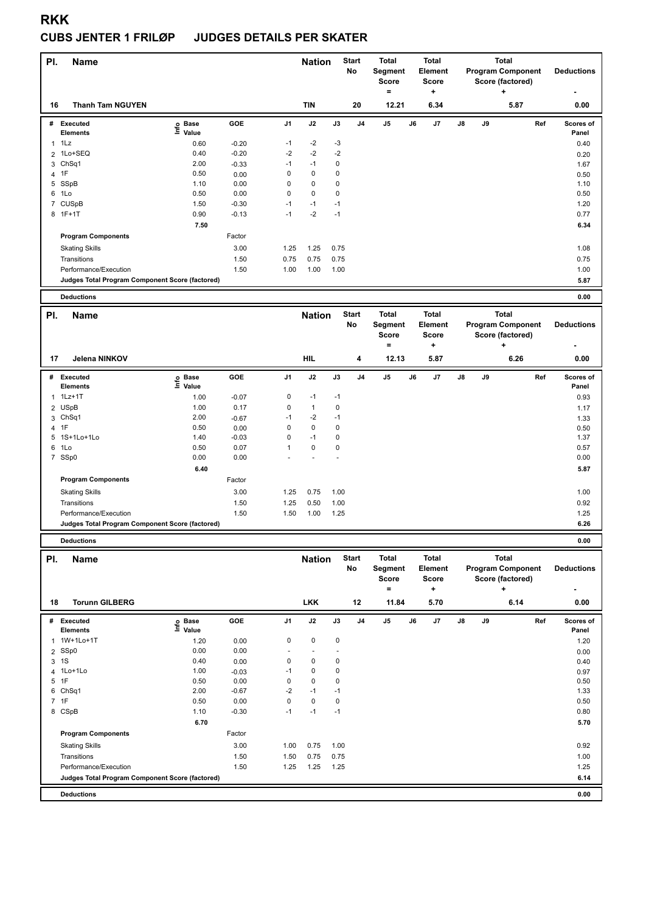# RKK

## CUBS JENTER 1 FRILØP JUDGES DETAILS PER SKATER

| Pl. | Name | Nation | Start No | Total Segment Score = | Total Element Score + | Total Program Component Score (factored) + | Deductions - |
|---|---|---|---|---|---|---|---|
| 16 | Thanh Tam NGUYEN | TIN | 20 | 12.21 | 6.34 | 5.87 | 0.00 |

| # | Executed Elements | Info | Base Value | GOE | J1 | J2 | J3 | J4 | J5 | J6 | J7 | J8 | J9 | Ref | Scores of Panel |
|---|---|---|---|---|---|---|---|---|---|---|---|---|---|---|---|
| 1 | 1Lz | | 0.60 | -0.20 | -1 | -2 | -3 | | | | | | | | 0.40 |
| 2 | 1Lo+SEQ | | 0.40 | -0.20 | -2 | -2 | -2 | | | | | | | | 0.20 |
| 3 | ChSq1 | | 2.00 | -0.33 | -1 | -1 | 0 | | | | | | | | 1.67 |
| 4 | 1F | | 0.50 | 0.00 | 0 | 0 | 0 | | | | | | | | 0.50 |
| 5 | SSpB | | 1.10 | 0.00 | 0 | 0 | 0 | | | | | | | | 1.10 |
| 6 | 1Lo | | 0.50 | 0.00 | 0 | 0 | 0 | | | | | | | | 0.50 |
| 7 | CUSpB | | 1.50 | -0.30 | -1 | -1 | -1 | | | | | | | | 1.20 |
| 8 | 1F+1T | | 0.90 | -0.13 | -1 | -2 | -1 | | | | | | | | 0.77 |
| | | | 7.50 | | | | | | | | | | | | 6.34 |
| | **Program Components** | | | Factor | | | | | | | | | | | |
| | Skating Skills | | | 3.00 | 1.25 | 1.25 | 0.75 | | | | | | | | 1.08 |
| | Transitions | | | 1.50 | 0.75 | 0.75 | 0.75 | | | | | | | | 0.75 |
| | Performance/Execution | | | 1.50 | 1.00 | 1.00 | 1.00 | | | | | | | | 1.00 |
| | **Judges Total Program Component Score (factored)** | | | | | | | | | | | | | | 5.87 |
| | **Deductions** | | | | | | | | | | | | | | 0.00 |

| Pl. | Name | Nation | Start No | Total Segment Score = | Total Element Score + | Total Program Component Score (factored) + | Deductions - |
|---|---|---|---|---|---|---|---|
| 17 | Jelena NINKOV | HIL | 4 | 12.13 | 5.87 | 6.26 | 0.00 |

| # | Executed Elements | Info | Base Value | GOE | J1 | J2 | J3 | J4 | J5 | J6 | J7 | J8 | J9 | Ref | Scores of Panel |
|---|---|---|---|---|---|---|---|---|---|---|---|---|---|---|---|
| 1 | 1Lz+1T | | 1.00 | -0.07 | 0 | -1 | -1 | | | | | | | | 0.93 |
| 2 | USpB | | 1.00 | 0.17 | 0 | 1 | 0 | | | | | | | | 1.17 |
| 3 | ChSq1 | | 2.00 | -0.67 | -1 | -2 | -1 | | | | | | | | 1.33 |
| 4 | 1F | | 0.50 | 0.00 | 0 | 0 | 0 | | | | | | | | 0.50 |
| 5 | 1S+1Lo+1Lo | | 1.40 | -0.03 | 0 | -1 | 0 | | | | | | | | 1.37 |
| 6 | 1Lo | | 0.50 | 0.07 | 1 | 0 | 0 | | | | | | | | 0.57 |
| 7 | SSp0 | | 0.00 | 0.00 | - | - | - | | | | | | | | 0.00 |
| | | | 6.40 | | | | | | | | | | | | 5.87 |
| | **Program Components** | | | Factor | | | | | | | | | | | |
| | Skating Skills | | | 3.00 | 1.25 | 0.75 | 1.00 | | | | | | | | 1.00 |
| | Transitions | | | 1.50 | 1.25 | 0.50 | 1.00 | | | | | | | | 0.92 |
| | Performance/Execution | | | 1.50 | 1.50 | 1.00 | 1.25 | | | | | | | | 1.25 |
| | **Judges Total Program Component Score (factored)** | | | | | | | | | | | | | | 6.26 |
| | **Deductions** | | | | | | | | | | | | | | 0.00 |

| Pl. | Name | Nation | Start No | Total Segment Score = | Total Element Score + | Total Program Component Score (factored) + | Deductions - |
|---|---|---|---|---|---|---|---|
| 18 | Torunn GILBERG | LKK | 12 | 11.84 | 5.70 | 6.14 | 0.00 |

| # | Executed Elements | Info | Base Value | GOE | J1 | J2 | J3 | J4 | J5 | J6 | J7 | J8 | J9 | Ref | Scores of Panel |
|---|---|---|---|---|---|---|---|---|---|---|---|---|---|---|---|
| 1 | 1W+1Lo+1T | | 1.20 | 0.00 | 0 | 0 | 0 | | | | | | | | 1.20 |
| 2 | SSp0 | | 0.00 | 0.00 | - | - | - | | | | | | | | 0.00 |
| 3 | 1S | | 0.40 | 0.00 | 0 | 0 | 0 | | | | | | | | 0.40 |
| 4 | 1Lo+1Lo | | 1.00 | -0.03 | -1 | 0 | 0 | | | | | | | | 0.97 |
| 5 | 1F | | 0.50 | 0.00 | 0 | 0 | 0 | | | | | | | | 0.50 |
| 6 | ChSq1 | | 2.00 | -0.67 | -2 | -1 | -1 | | | | | | | | 1.33 |
| 7 | 1F | | 0.50 | 0.00 | 0 | 0 | 0 | | | | | | | | 0.50 |
| 8 | CSpB | | 1.10 | -0.30 | -1 | -1 | -1 | | | | | | | | 0.80 |
| | | | 6.70 | | | | | | | | | | | | 5.70 |
| | **Program Components** | | | Factor | | | | | | | | | | | |
| | Skating Skills | | | 3.00 | 1.00 | 0.75 | 1.00 | | | | | | | | 0.92 |
| | Transitions | | | 1.50 | 1.50 | 0.75 | 0.75 | | | | | | | | 1.00 |
| | Performance/Execution | | | 1.50 | 1.25 | 1.25 | 1.25 | | | | | | | | 1.25 |
| | **Judges Total Program Component Score (factored)** | | | | | | | | | | | | | | 6.14 |
| | **Deductions** | | | | | | | | | | | | | | 0.00 |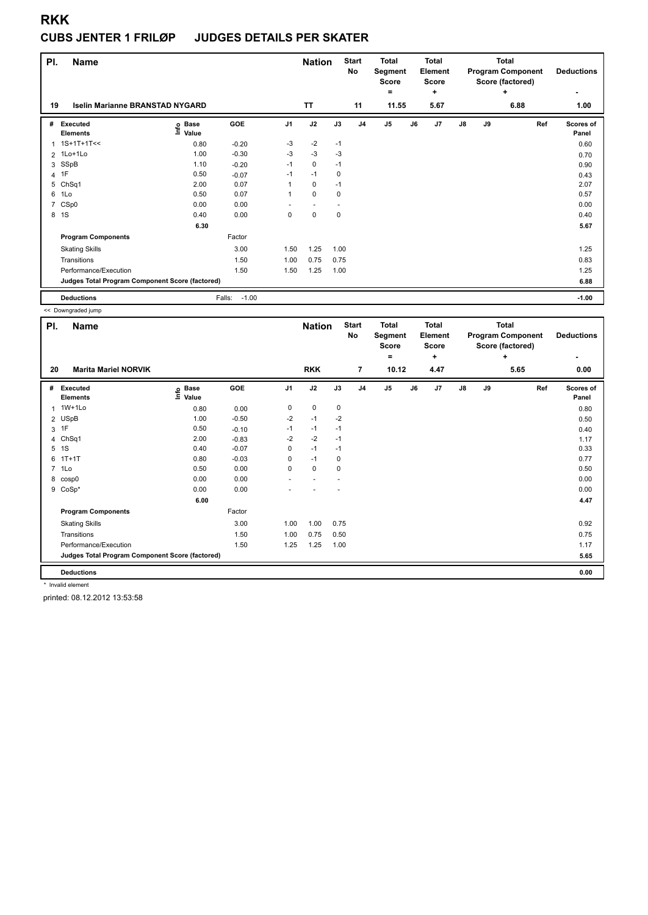# RKK

## CUBS JENTER 1 FRILØP    JUDGES DETAILS PER SKATER

| Pl. | Name | Nation | Start No | Total Segment Score = | Total Element Score + | Total Program Component Score (factored) + | Deductions - |
|---|---|---|---|---|---|---|---|
| 19 | Iselin Marianne BRANSTAD NYGARD | TT | 11 | 11.55 | 5.67 | 6.88 | 1.00 |

| # | Executed Elements | Info | Base Value | GOE | J1 | J2 | J3 | J4 | J5 | J6 | J7 | J8 | J9 | Ref | Scores of Panel |
|---|---|---|---|---|---|---|---|---|---|---|---|---|---|---|---|
| 1 | 1S+1T+1T<< | | 0.80 | -0.20 | -3 | -2 | -1 | | | | | | | | 0.60 |
| 2 | 1Lo+1Lo | | 1.00 | -0.30 | -3 | -3 | -3 | | | | | | | | 0.70 |
| 3 | SSpB | | 1.10 | -0.20 | -1 | 0 | -1 | | | | | | | | 0.90 |
| 4 | 1F | | 0.50 | -0.07 | -1 | -1 | 0 | | | | | | | | 0.43 |
| 5 | ChSq1 | | 2.00 | 0.07 | 1 | 0 | -1 | | | | | | | | 2.07 |
| 6 | 1Lo | | 0.50 | 0.07 | 1 | 0 | 0 | | | | | | | | 0.57 |
| 7 | CSp0 | | 0.00 | 0.00 | - | - | - | | | | | | | | 0.00 |
| 8 | 1S | | 0.40 | 0.00 | 0 | 0 | 0 | | | | | | | | 0.40 |
| | | | 6.30 | | | | | | | | | | | | 5.67 |

| Program Components | Factor | J1 | J2 | J3 | J4 | J5 | J6 | J7 | J8 | J9 | Scores of Panel |
|---|---|---|---|---|---|---|---|---|---|---|---|
| Skating Skills | 3.00 | 1.50 | 1.25 | 1.00 | | | | | | | 1.25 |
| Transitions | 1.50 | 1.00 | 0.75 | 0.75 | | | | | | | 0.83 |
| Performance/Execution | 1.50 | 1.50 | 1.25 | 1.00 | | | | | | | 1.25 |
| Judges Total Program Component Score (factored) | | | | | | | | | | | 6.88 |

| Deductions | Falls: -1.00 | -1.00 |
|---|---|---|

<< Downgraded jump

| Pl. | Name | Nation | Start No | Total Segment Score = | Total Element Score + | Total Program Component Score (factored) + | Deductions - |
|---|---|---|---|---|---|---|---|
| 20 | Marita Mariel NORVIK | RKK | 7 | 10.12 | 4.47 | 5.65 | 0.00 |

| # | Executed Elements | Info | Base Value | GOE | J1 | J2 | J3 | J4 | J5 | J6 | J7 | J8 | J9 | Ref | Scores of Panel |
|---|---|---|---|---|---|---|---|---|---|---|---|---|---|---|---|
| 1 | 1W+1Lo | | 0.80 | 0.00 | 0 | 0 | 0 | | | | | | | | 0.80 |
| 2 | USpB | | 1.00 | -0.50 | -2 | -1 | -2 | | | | | | | | 0.50 |
| 3 | 1F | | 0.50 | -0.10 | -1 | -1 | -1 | | | | | | | | 0.40 |
| 4 | ChSq1 | | 2.00 | -0.83 | -2 | -2 | -1 | | | | | | | | 1.17 |
| 5 | 1S | | 0.40 | -0.07 | 0 | -1 | -1 | | | | | | | | 0.33 |
| 6 | 1T+1T | | 0.80 | -0.03 | 0 | -1 | 0 | | | | | | | | 0.77 |
| 7 | 1Lo | | 0.50 | 0.00 | 0 | 0 | 0 | | | | | | | | 0.50 |
| 8 | cosp0 | | 0.00 | 0.00 | - | - | - | | | | | | | | 0.00 |
| 9 | CoSp* | | 0.00 | 0.00 | - | - | - | | | | | | | | 0.00 |
| | | | 6.00 | | | | | | | | | | | | 4.47 |

| Program Components | Factor | J1 | J2 | J3 | J4 | J5 | J6 | J7 | J8 | J9 | Scores of Panel |
|---|---|---|---|---|---|---|---|---|---|---|---|
| Skating Skills | 3.00 | 1.00 | 1.00 | 0.75 | | | | | | | 0.92 |
| Transitions | 1.50 | 1.00 | 0.75 | 0.50 | | | | | | | 0.75 |
| Performance/Execution | 1.50 | 1.25 | 1.25 | 1.00 | | | | | | | 1.17 |
| Judges Total Program Component Score (factored) | | | | | | | | | | | 5.65 |

| Deductions | | 0.00 |
|---|---|---|

\* Invalid element

printed: 08.12.2012 13:53:58